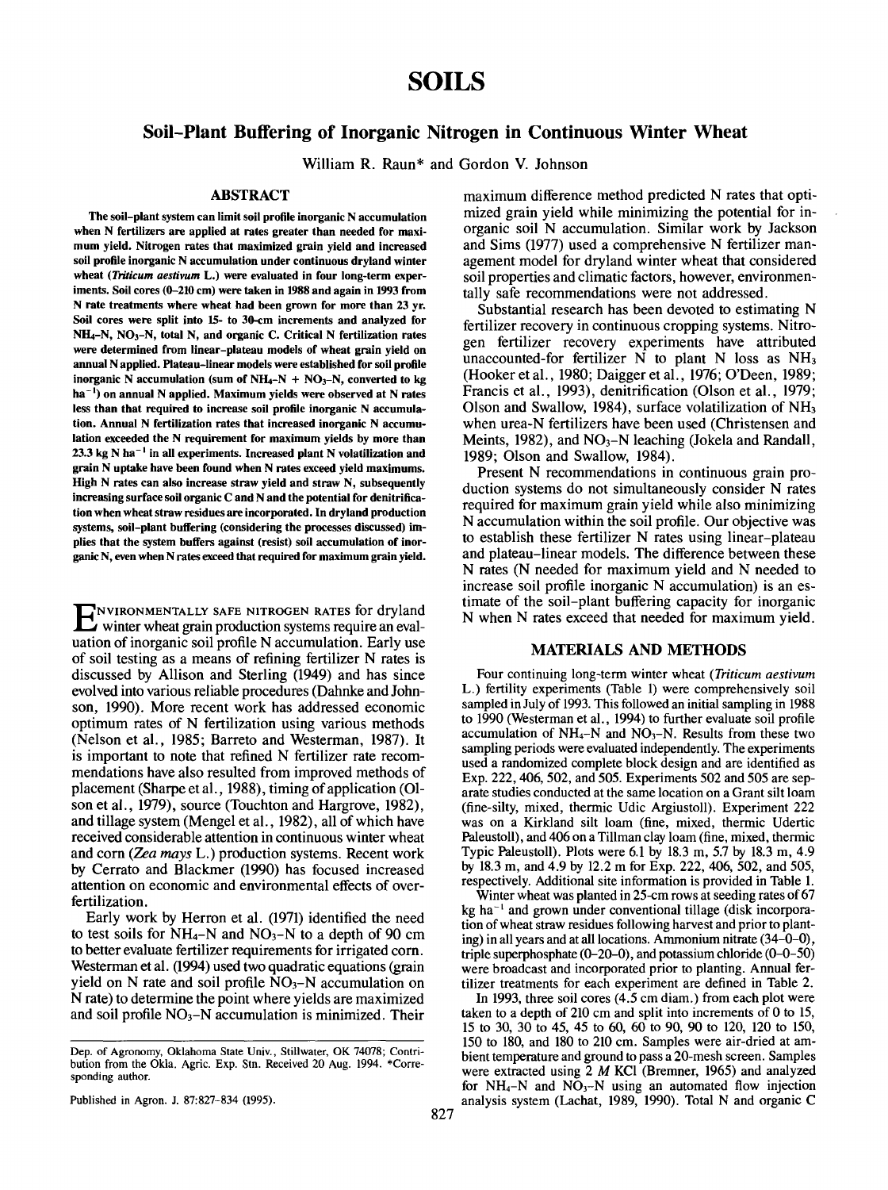# SOILS

## Soil-Plant Buffering of Inorganic Nitrogen in Continuous Winter Wheat

William R. Raun* and Gordon V. Johnson

### ABSTRACT

**The soil-plant system can limit soil profile inorganic N accumulation when N fertilizers are applied at rates greater than needed for maximum yield. Nitrogen rates that maximized grain yield and increased soil profile inorganic N accumulation under continuous dryland winter wheat (*Triticum aestivum* L.) were evaluated in four long-term experiments. Soil cores (0–210 cm) were taken in 1988 and again in 1993 from N rate treatments where wheat had been grown for more than 23 yr. Soil cores were split into 15- to 30-cm increments and analyzed for $NH_4$-N, $NO_3$-N, total N, and organic C. Critical N fertilization rates were determined from linear–plateau models of wheat grain yield on annual N applied. Plateau–linear models were established for soil profile inorganic N accumulation (sum of $NH_4$-N + $NO_3$-N, converted to kg ha$^{-1}$) on annual N applied. Maximum yields were observed at N rates less than that required to increase soil profile inorganic N accumulation. Annual N fertilization rates that increased inorganic N accumulation exceeded the N requirement for maximum yields by more than 23.3 kg N ha$^{-1}$ in all experiments. Increased plant N volatilization and grain N uptake have been found when N rates exceed yield maximums. High N rates can also increase straw yield and straw N, subsequently increasing surface soil organic C and N and the potential for denitrification when wheat straw residues are incorporated. In dryland production systems, soil-plant buffering (considering the processes discussed) implies that the system buffers against (resist) soil accumulation of inorganic N, even when N rates exceed that required for maximum grain yield.**

Environmentally safe nitrogen rates for dryland winter wheat grain production systems require an evaluation of inorganic soil profile N accumulation. Early use of soil testing as a means of refining fertilizer N rates is discussed by Allison and Sterling (1949) and has since evolved into various reliable procedures (Dahnke and Johnson, 1990). More recent work has addressed economic optimum rates of N fertilization using various methods (Nelson et al., 1985; Barreto and Westerman, 1987). It is important to note that refined N fertilizer rate recommendations have also resulted from improved methods of placement (Sharpe et al., 1988), timing of application (Olson et al., 1979), source (Touchton and Hargrove, 1982), and tillage system (Mengel et al., 1982), all of which have received considerable attention in continuous winter wheat and corn (*Zea mays* L.) production systems. Recent work by Cerrato and Blackmer (1990) has focused increased attention on economic and environmental effects of overfertilization.

Early work by Herron et al. (1971) identified the need to test soils for $NH_4$-N and $NO_3$-N to a depth of 90 cm to better evaluate fertilizer requirements for irrigated corn. Westerman et al. (1994) used two quadratic equations (grain yield on N rate and soil profile $NO_3$-N accumulation on N rate) to determine the point where yields are maximized and soil profile $NO_3$-N accumulation is minimized. Their maximum difference method predicted N rates that optimized grain yield while minimizing the potential for inorganic soil N accumulation. Similar work by Jackson and Sims (1977) used a comprehensive N fertilizer management model for dryland winter wheat that considered soil properties and climatic factors, however, environmentally safe recommendations were not addressed.

Substantial research has been devoted to estimating N fertilizer recovery in continuous cropping systems. Nitrogen fertilizer recovery experiments have attributed unaccounted-for fertilizer N to plant N loss as $NH_3$ (Hooker et al., 1980; Daigger et al., 1976; O'Deen, 1989; Francis et al., 1993), denitrification (Olson et al., 1979; Olson and Swallow, 1984), surface volatilization of $NH_3$ when urea-N fertilizers have been used (Christensen and Meints, 1982), and $NO_3$-N leaching (Jokela and Randall, 1989; Olson and Swallow, 1984).

Present N recommendations in continuous grain production systems do not simultaneously consider N rates required for maximum grain yield while also minimizing N accumulation within the soil profile. Our objective was to establish these fertilizer N rates using linear–plateau and plateau–linear models. The difference between these N rates (N needed for maximum yield and N needed to increase soil profile inorganic N accumulation) is an estimate of the soil-plant buffering capacity for inorganic N when N rates exceed that needed for maximum yield.

## MATERIALS AND METHODS

Four continuing long-term winter wheat (*Triticum aestivum* L.) fertility experiments (Table 1) were comprehensively soil sampled in July of 1993. This followed an initial sampling in 1988 to 1990 (Westerman et al., 1994) to further evaluate soil profile accumulation of $NH_4$-N and $NO_3$-N. Results from these two sampling periods were evaluated independently. The experiments used a randomized complete block design and are identified as Exp. 222, 406, 502, and 505. Experiments 502 and 505 are separate studies conducted at the same location on a Grant silt loam (fine-silty, mixed, thermic Udic Argiustoll). Experiment 222 was on a Kirkland silt loam (fine, mixed, thermic Udertic Paleustoll), and 406 on a Tillman clay loam (fine, mixed, thermic Typic Paleustoll). Plots were 6.1 by 18.3 m, 5.7 by 18.3 m, 4.9 by 18.3 m, and 4.9 by 12.2 m for Exp. 222, 406, 502, and 505, respectively. Additional site information is provided in Table 1.

Winter wheat was planted in 25-cm rows at seeding rates of 67 kg ha$^{-1}$ and grown under conventional tillage (disk incorporation of wheat straw residues following harvest and prior to planting) in all years and at all locations. Ammonium nitrate (34–0–0), triple superphosphate (0–20–0), and potassium chloride (0–0–50) were broadcast and incorporated prior to planting. Annual fertilizer treatments for each experiment are defined in Table 2.

In 1993, three soil cores (4.5 cm diam.) from each plot were taken to a depth of 210 cm and split into increments of 0 to 15, 15 to 30, 30 to 45, 45 to 60, 60 to 90, 90 to 120, 120 to 150, 150 to 180, and 180 to 210 cm. Samples were air-dried at ambient temperature and ground to pass a 20-mesh screen. Samples were extracted using 2 *M* KCl (Bremner, 1965) and analyzed for $NH_4$-N and $NO_3$-N using an automated flow injection analysis system (Lachat, 1989, 1990). Total N and organic C

---

Dep. of Agronomy, Oklahoma State Univ., Stillwater, OK 74078; Contribution from the Okla. Agric. Exp. Stn. Received 20 Aug. 1994. *Corresponding author.

Published in Agron. J. 87:827–834 (1995).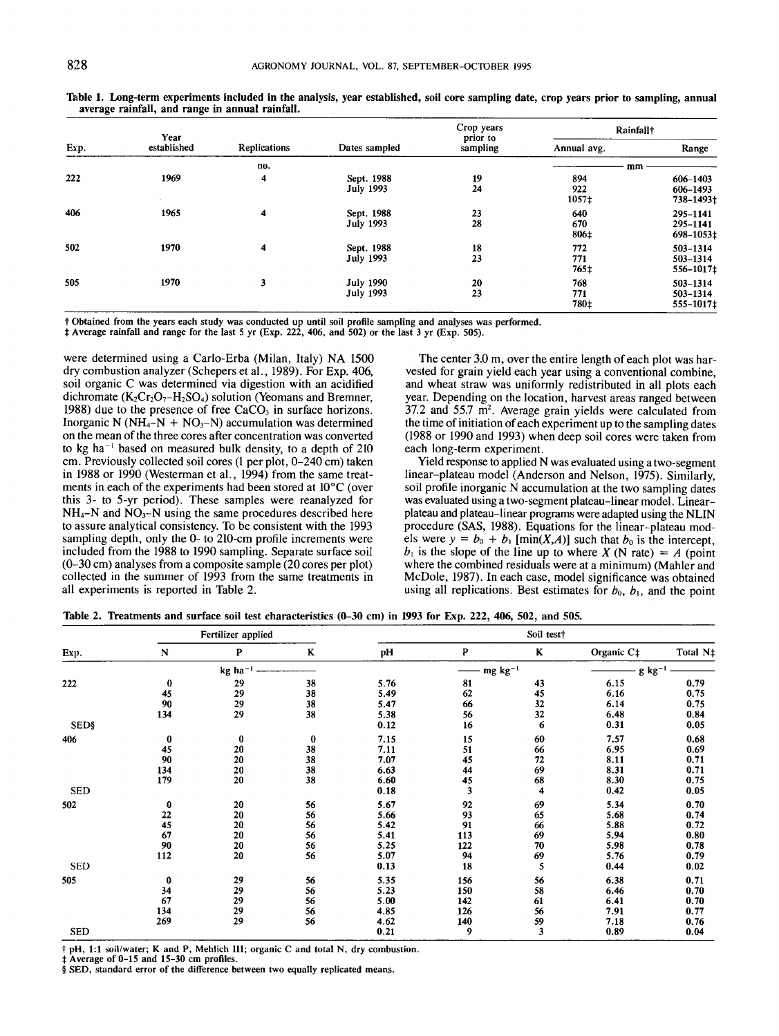Table 1. Long-term experiments included in the analysis, year established, soil core sampling date, crop years prior to sampling, annual average rainfall, and range in annual rainfall.

| Exp. | Year established | Replications | Dates sampled | Crop years prior to sampling | Rainfall† | |
|---|---|---|---|---|---|---|
| | | | | | Annual avg. | Range |
| | | no. | | | mm | |
| 222 | 1969 | 4 | Sept. 1988 | 19 | 894 | 606–1403 |
| | | | July 1993 | 24 | 922 | 606–1493 |
| | | | | | 1057‡ | 738–1493‡ |
| 406 | 1965 | 4 | Sept. 1988 | 23 | 640 | 295–1141 |
| | | | July 1993 | 28 | 670 | 295–1141 |
| | | | | | 806‡ | 698–1053‡ |
| 502 | 1970 | 4 | Sept. 1988 | 18 | 772 | 503–1314 |
| | | | July 1993 | 23 | 771 | 503–1314 |
| | | | | | 765‡ | 556–1017‡ |
| 505 | 1970 | 3 | July 1990 | 20 | 768 | 503–1314 |
| | | | July 1993 | 23 | 771 | 503–1314 |
| | | | | | 780‡ | 555–1017‡ |

† Obtained from the years each study was conducted up until soil profile sampling and analyses was performed.
‡ Average rainfall and range for the last 5 yr (Exp. 222, 406, and 502) or the last 3 yr (Exp. 505).

were determined using a Carlo-Erba (Milan, Italy) NA 1500 dry combustion analyzer (Schepers et al., 1989). For Exp. 406, soil organic C was determined via digestion with an acidified dichromate ($K_2Cr_2O_7$–$H_2SO_4$) solution (Yeomans and Bremner, 1988) due to the presence of free $CaCO_3$ in surface horizons. Inorganic N ($NH_4$-N + $NO_3$-N) accumulation was determined on the mean of the three cores after concentration was converted to kg ha$^{-1}$ based on measured bulk density, to a depth of 210 cm. Previously collected soil cores (1 per plot, 0–240 cm) taken in 1988 or 1990 (Westerman et al., 1994) from the same treatments in each of the experiments had been stored at 10°C (over this 3- to 5-yr period). These samples were reanalyzed for $NH_4$-N and $NO_3$-N using the same procedures described here to assure analytical consistency. To be consistent with the 1993 sampling depth, only the 0- to 210-cm profile increments were included from the 1988 to 1990 sampling. Separate surface soil (0–30 cm) analyses from a composite sample (20 cores per plot) collected in the summer of 1993 from the same treatments in all experiments is reported in Table 2.

The center 3.0 m, over the entire length of each plot was harvested for grain yield each year using a conventional combine, and wheat straw was uniformly redistributed in all plots each year. Depending on the location, harvest areas ranged between 37.2 and 55.7 m$^2$. Average grain yields were calculated from the time of initiation of each experiment up to the sampling dates (1988 or 1990 and 1993) when deep soil cores were taken from each long-term experiment.

Yield response to applied N was evaluated using a two-segment linear-plateau model (Anderson and Nelson, 1975). Similarly, soil profile inorganic N accumulation at the two sampling dates was evaluated using a two-segment plateau-linear model. Linear-plateau and plateau-linear programs were adapted using the NLIN procedure (SAS, 1988). Equations for the linear-plateau models were $y = b_0 + b_1 [\min(X,A)]$ such that $b_0$ is the intercept, $b_1$ is the slope of the line up to where $X$ (N rate) = $A$ (point where the combined residuals were at a minimum) (Mahler and McDole, 1987). In each case, model significance was obtained using all replications. Best estimates for $b_0$, $b_1$, and the point

Table 2. Treatments and surface soil test characteristics (0–30 cm) in 1993 for Exp. 222, 406, 502, and 505.

| Exp. | Fertilizer applied | | | Soil test† | | | | |
|---|---|---|---|---|---|---|---|---|
| | N | P | K | pH | P | K | Organic C‡ | Total N‡ |
| | kg ha$^{-1}$ | | | | mg kg$^{-1}$ | | g kg$^{-1}$ | |
| 222 | 0 | 29 | 38 | 5.76 | 81 | 43 | 6.15 | 0.79 |
| | 45 | 29 | 38 | 5.49 | 62 | 45 | 6.16 | 0.75 |
| | 90 | 29 | 38 | 5.47 | 66 | 32 | 6.14 | 0.75 |
| | 134 | 29 | 38 | 5.38 | 56 | 32 | 6.48 | 0.84 |
| SED§ | | | | 0.12 | 16 | 6 | 0.31 | 0.05 |
| 406 | 0 | 0 | 0 | 7.15 | 15 | 60 | 7.57 | 0.68 |
| | 45 | 20 | 38 | 7.11 | 51 | 66 | 6.95 | 0.69 |
| | 90 | 20 | 38 | 7.07 | 45 | 72 | 8.11 | 0.71 |
| | 134 | 20 | 38 | 6.63 | 44 | 69 | 8.31 | 0.71 |
| | 179 | 20 | 38 | 6.60 | 45 | 68 | 8.30 | 0.75 |
| SED | | | | 0.18 | 3 | 4 | 0.42 | 0.05 |
| 502 | 0 | 20 | 56 | 5.67 | 92 | 69 | 5.34 | 0.70 |
| | 22 | 20 | 56 | 5.66 | 93 | 65 | 5.68 | 0.74 |
| | 45 | 20 | 56 | 5.42 | 91 | 66 | 5.88 | 0.72 |
| | 67 | 20 | 56 | 5.41 | 113 | 69 | 5.94 | 0.80 |
| | 90 | 20 | 56 | 5.25 | 122 | 70 | 5.98 | 0.78 |
| | 112 | 20 | 56 | 5.07 | 94 | 69 | 5.76 | 0.79 |
| SED | | | | 0.13 | 18 | 5 | 0.44 | 0.02 |
| 505 | 0 | 29 | 56 | 5.35 | 156 | 56 | 6.38 | 0.71 |
| | 34 | 29 | 56 | 5.23 | 150 | 58 | 6.46 | 0.70 |
| | 67 | 29 | 56 | 5.00 | 142 | 61 | 6.41 | 0.70 |
| | 134 | 29 | 56 | 4.85 | 126 | 56 | 7.91 | 0.77 |
| | 269 | 29 | 56 | 4.62 | 140 | 59 | 7.18 | 0.76 |
| SED | | | | 0.21 | 9 | 3 | 0.89 | 0.04 |

† pH, 1:1 soil/water; K and P, Mehlich III; organic C and total N, dry combustion.
‡ Average of 0–15 and 15–30 cm profiles.
§ SED, standard error of the difference between two equally replicated means.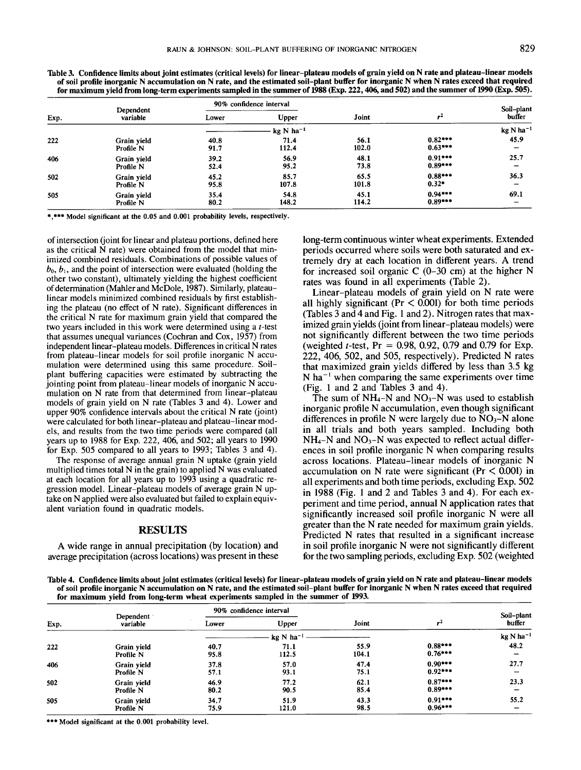Table 3. Confidence limits about joint estimates (critical levels) for linear–plateau models of grain yield on N rate and plateau–linear models of soil profile inorganic N accumulation on N rate, and the estimated soil–plant buffer for inorganic N when N rates exceed that required for maximum yield from long-term experiments sampled in the summer of 1988 (Exp. 222, 406, and 502) and the summer of 1990 (Exp. 505).

| Exp. | Dependent variable | 90% confidence interval | | Joint | $r^2$ | Soil–plant buffer |
|---|---|---|---|---|---|---|
| | | Lower | Upper | | | |
| | | kg N ha$^{-1}$ | | | | kg N ha$^{-1}$ |
| 222 | Grain yield | 40.8 | 71.4 | 56.1 | 0.82*** | 45.9 |
| | Profile N | 91.7 | 112.4 | 102.0 | 0.63*** | – |
| 406 | Grain yield | 39.2 | 56.9 | 48.1 | 0.91*** | 25.7 |
| | Profile N | 52.4 | 95.2 | 73.8 | 0.89*** | – |
| 502 | Grain yield | 45.2 | 85.7 | 65.5 | 0.88*** | 36.3 |
| | Profile N | 95.8 | 107.8 | 101.8 | 0.32* | – |
| 505 | Grain yield | 35.4 | 54.8 | 45.1 | 0.94*** | 69.1 |
| | Profile N | 80.2 | 148.2 | 114.2 | 0.89*** | – |

*,*** Model significant at the 0.05 and 0.001 probability levels, respectively.

of intersection (joint for linear and plateau portions, defined here as the critical N rate) were obtained from the model that minimized combined residuals. Combinations of possible values of $b_0$, $b_1$, and the point of intersection were evaluated (holding the other two constant), ultimately yielding the highest coefficient of determination (Mahler and McDole, 1987). Similarly, plateau–linear models minimized combined residuals by first establishing the plateau (no effect of N rate). Significant differences in the critical N rate for maximum grain yield that compared the two years included in this work were determined using a $t$-test that assumes unequal variances (Cochran and Cox, 1957) from independent linear–plateau models. Differences in critical N rates from plateau–linear models for soil profile inorganic N accumulation were determined using this same procedure. Soil–plant buffering capacities were estimated by subtracting the jointing point from plateau–linear models of inorganic N accumulation on N rate from that determined from linear–plateau models of grain yield on N rate (Tables 3 and 4). Lower and upper 90% confidence intervals about the critical N rate (joint) were calculated for both linear–plateau and plateau–linear models, and results from the two time periods were compared (all years up to 1988 for Exp. 222, 406, and 502; all years to 1990 for Exp. 505 compared to all years to 1993; Tables 3 and 4).

The response of average annual grain N uptake (grain yield multiplied times total N in the grain) to applied N was evaluated at each location for all years up to 1993 using a quadratic regression model. Linear–plateau models of average grain N uptake on N applied were also evaluated but failed to explain equivalent variation found in quadratic models.

## RESULTS

A wide range in annual precipitation (by location) and average precipitation (across locations) was present in these long-term continuous winter wheat experiments. Extended periods occurred where soils were both saturated and extremely dry at each location in different years. A trend for increased soil organic C (0–30 cm) at the higher N rates was found in all experiments (Table 2).

Linear–plateau models of grain yield on N rate were all highly significant ($Pr < 0.001$) for both time periods (Tables 3 and 4 and Fig. 1 and 2). Nitrogen rates that maximized grain yields (joint from linear–plateau models) were not significantly different between the two time periods (weighted $t$-test, $Pr$ = 0.98, 0.92, 0.79 and 0.79 for Exp. 222, 406, 502, and 505, respectively). Predicted N rates that maximized grain yields differed by less than 3.5 kg N ha$^{-1}$ when comparing the same experiments over time (Fig. 1 and 2 and Tables 3 and 4).

The sum of $NH_4$-N and $NO_3$-N was used to establish inorganic profile N accumulation, even though significant differences in profile N were largely due to $NO_3$-N alone in all trials and both years sampled. Including both $NH_4$-N and $NO_3$-N was expected to reflect actual differences in soil profile inorganic N when comparing results across locations. Plateau–linear models of inorganic N accumulation on N rate were significant ($Pr < 0.001$) in all experiments and both time periods, excluding Exp. 502 in 1988 (Fig. 1 and 2 and Tables 3 and 4). For each experiment and time period, annual N application rates that significantly increased soil profile inorganic N were all greater than the N rate needed for maximum grain yields. Predicted N rates that resulted in a significant increase in soil profile inorganic N were not significantly different for the two sampling periods, excluding Exp. 502 (weighted

Table 4. Confidence limits about joint estimates (critical levels) for linear–plateau models of grain yield on N rate and plateau–linear models of soil profile inorganic N accumulation on N rate, and the estimated soil–plant buffer for inorganic N when N rates exceed that required for maximum yield from long-term wheat experiments sampled in the summer of 1993.

| Exp. | Dependent variable | 90% confidence interval | | Joint | $r^2$ | Soil–plant buffer |
|---|---|---|---|---|---|---|
| | | Lower | Upper | | | |
| | | kg N ha$^{-1}$ | | | | kg N ha$^{-1}$ |
| 222 | Grain yield | 40.7 | 71.1 | 55.9 | 0.88*** | 48.2 |
| | Profile N | 95.8 | 112.5 | 104.1 | 0.76*** | – |
| 406 | Grain yield | 37.8 | 57.0 | 47.4 | 0.90*** | 27.7 |
| | Profile N | 57.1 | 93.1 | 75.1 | 0.92*** | – |
| 502 | Grain yield | 46.9 | 77.2 | 62.1 | 0.87*** | 23.3 |
| | Profile N | 80.2 | 90.5 | 85.4 | 0.89*** | – |
| 505 | Grain yield | 34.7 | 51.9 | 43.3 | 0.91*** | 55.2 |
| | Profile N | 75.9 | 121.0 | 98.5 | 0.96*** | – |

*** Model significant at the 0.001 probability level.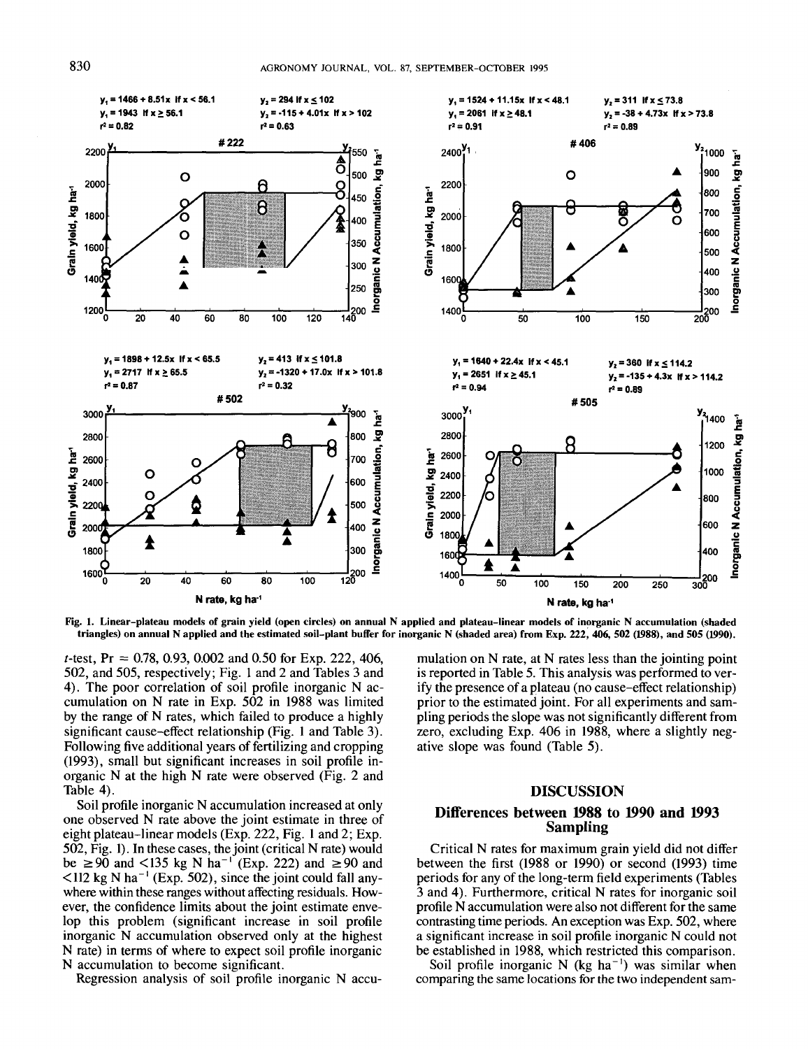Fig. 1. Linear-plateau models of grain yield (open circles) on annual N applied and plateau-linear models of inorganic N accumulation (shaded triangles) on annual N applied and the estimated soil-plant buffer for inorganic N (shaded area) from Exp. 222, 406, 502 (1988), and 505 (1990).

*t*-test, Pr = 0.78, 0.93, 0.002 and 0.50 for Exp. 222, 406, 502, and 505, respectively; Fig. 1 and 2 and Tables 3 and 4). The poor correlation of soil profile inorganic N accumulation on N rate in Exp. 502 in 1988 was limited by the range of N rates, which failed to produce a highly significant cause–effect relationship (Fig. 1 and Table 3). Following five additional years of fertilizing and cropping (1993), small but significant increases in soil profile inorganic N at the high N rate were observed (Fig. 2 and Table 4).

Soil profile inorganic N accumulation increased at only one observed N rate above the joint estimate in three of eight plateau-linear models (Exp. 222, Fig. 1 and 2; Exp. 502, Fig. 1). In these cases, the joint (critical N rate) would be ≥90 and <135 kg N ha$^{-1}$ (Exp. 222) and ≥90 and <112 kg N ha$^{-1}$ (Exp. 502), since the joint could fall anywhere within these ranges without affecting residuals. However, the confidence limits about the joint estimate envelop this problem (significant increase in soil profile inorganic N accumulation observed only at the highest N rate) in terms of where to expect soil profile inorganic N accumulation to become significant.

Regression analysis of soil profile inorganic N accumulation on N rate, at N rates less than the jointing point is reported in Table 5. This analysis was performed to verify the presence of a plateau (no cause–effect relationship) prior to the estimated joint. For all experiments and sampling periods the slope was not significantly different from zero, excluding Exp. 406 in 1988, where a slightly negative slope was found (Table 5).

## DISCUSSION

### Differences between 1988 to 1990 and 1993 Sampling

Critical N rates for maximum grain yield did not differ between the first (1988 or 1990) or second (1993) time periods for any of the long-term field experiments (Tables 3 and 4). Furthermore, critical N rates for inorganic soil profile N accumulation were also not different for the same contrasting time periods. An exception was Exp. 502, where a significant increase in soil profile inorganic N could not be established in 1988, which restricted this comparison.

Soil profile inorganic N (kg ha$^{-1}$) was similar when comparing the same locations for the two independent sam-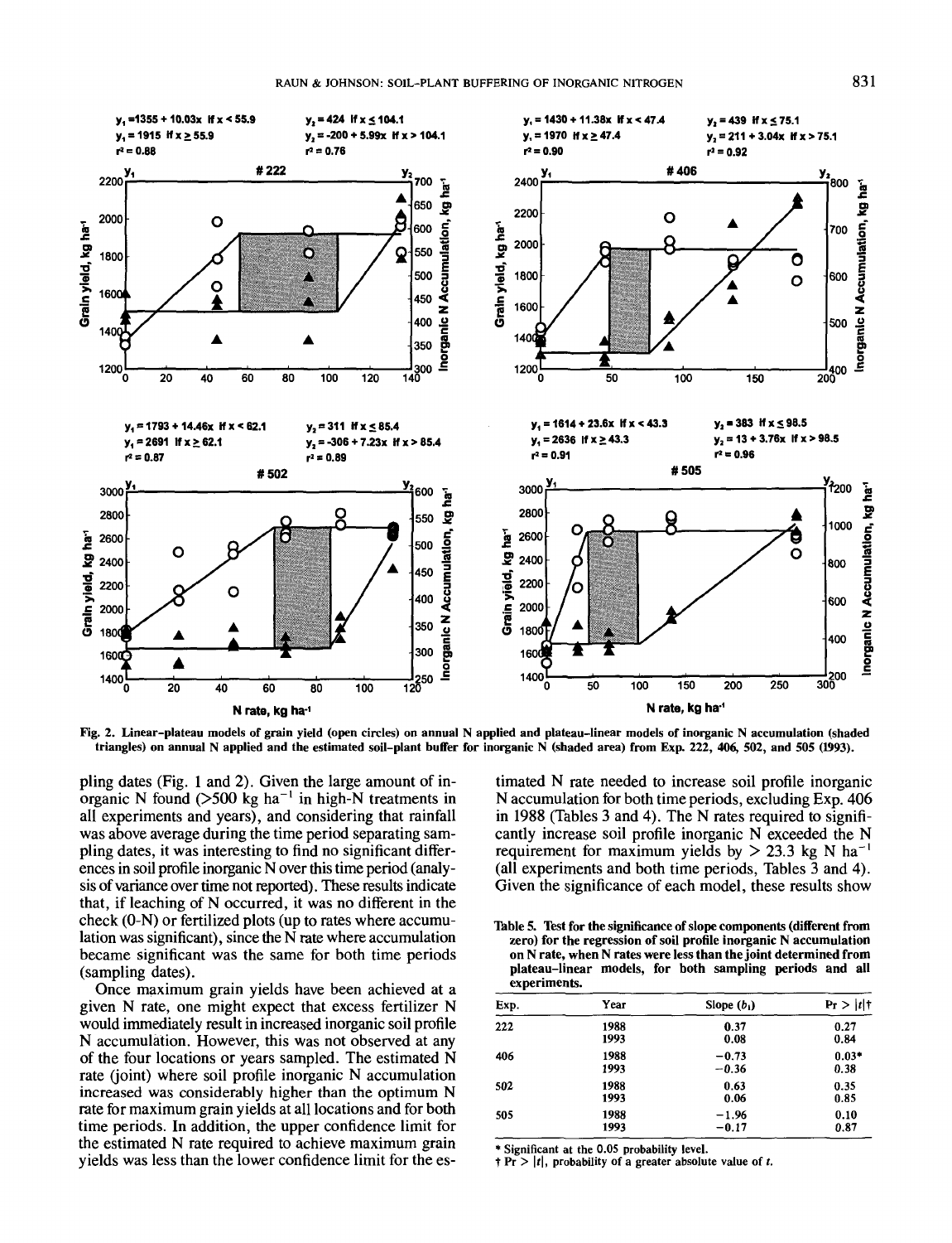Fig. 2. Linear-plateau models of grain yield (open circles) on annual N applied and plateau-linear models of inorganic N accumulation (shaded triangles) on annual N applied and the estimated soil-plant buffer for inorganic N (shaded area) from Exp. 222, 406, 502, and 505 (1993).

pling dates (Fig. 1 and 2). Given the large amount of inorganic N found (>500 kg ha$^{-1}$ in high-N treatments in all experiments and years), and considering that rainfall was above average during the time period separating sampling dates, it was interesting to find no significant differences in soil profile inorganic N over this time period (analysis of variance over time not reported). These results indicate that, if leaching of N occurred, it was no different in the check (0-N) or fertilized plots (up to rates where accumulation was significant), since the N rate where accumulation became significant was the same for both time periods (sampling dates).

Once maximum grain yields have been achieved at a given N rate, one might expect that excess fertilizer N would immediately result in increased inorganic soil profile N accumulation. However, this was not observed at any of the four locations or years sampled. The estimated N rate (joint) where soil profile inorganic N accumulation increased was considerably higher than the optimum N rate for maximum grain yields at all locations and for both time periods. In addition, the upper confidence limit for the estimated N rate required to achieve maximum grain yields was less than the lower confidence limit for the estimated N rate needed to increase soil profile inorganic N accumulation for both time periods, excluding Exp. 406 in 1988 (Tables 3 and 4). The N rates required to significantly increase soil profile inorganic N exceeded the N requirement for maximum yields by > 23.3 kg N ha$^{-1}$ (all experiments and both time periods, Tables 3 and 4). Given the significance of each model, these results show

Table 5. Test for the significance of slope components (different from zero) for the regression of soil profile inorganic N accumulation on N rate, when N rates were less than the joint determined from plateau-linear models, for both sampling periods and all experiments.

| Exp. | Year | Slope ($b_1$) | Pr > \|t\|† |
|---|---|---|---|
| 222 | 1988 | 0.37 | 0.27 |
| | 1993 | 0.08 | 0.84 |
| 406 | 1988 | −0.73 | 0.03* |
| | 1993 | −0.36 | 0.38 |
| 502 | 1988 | 0.63 | 0.35 |
| | 1993 | 0.06 | 0.85 |
| 505 | 1988 | −1.96 | 0.10 |
| | 1993 | −0.17 | 0.87 |

\* Significant at the 0.05 probability level.
† Pr > |t|, probability of a greater absolute value of t.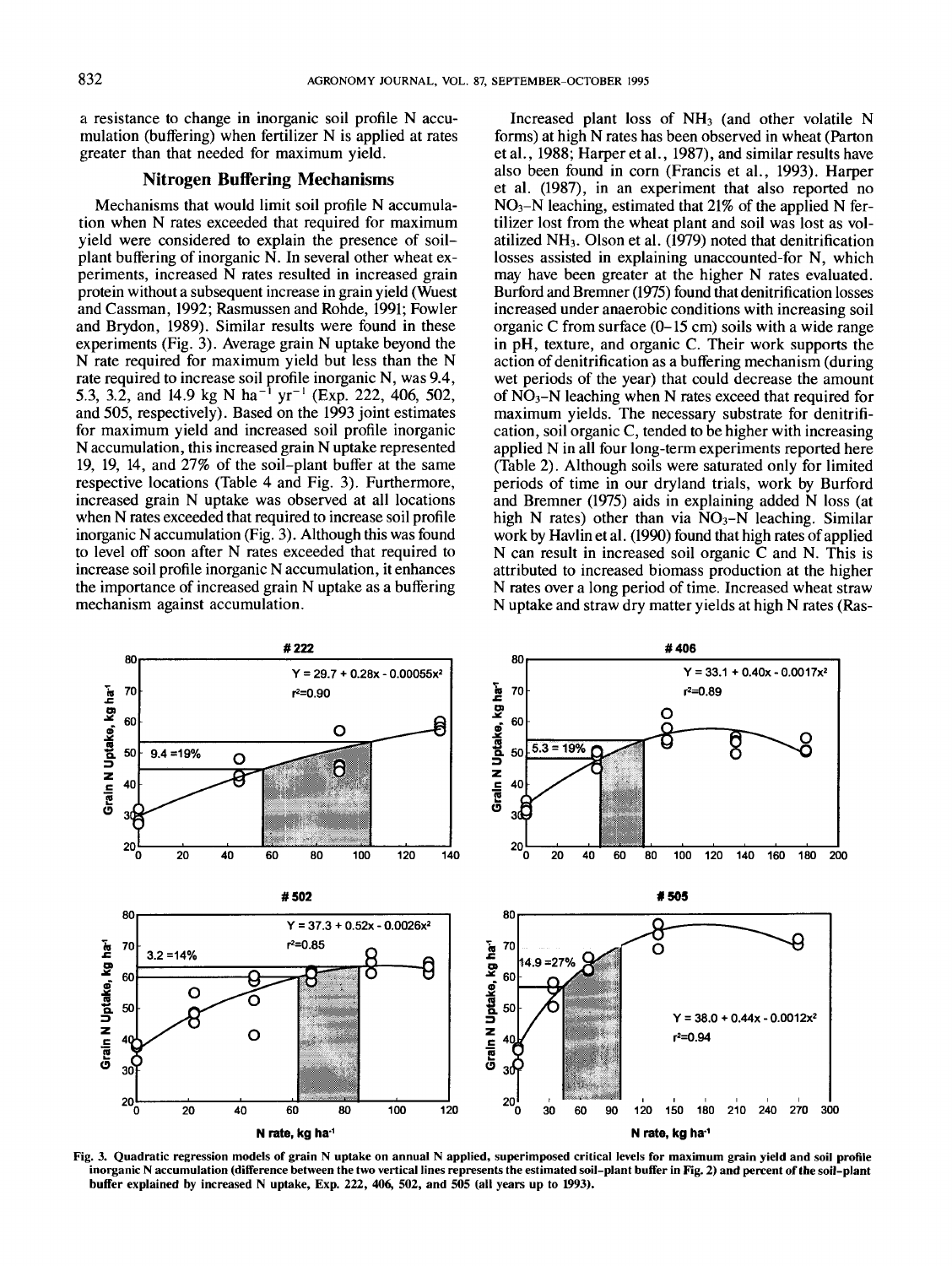a resistance to change in inorganic soil profile N accumulation (buffering) when fertilizer N is applied at rates greater than that needed for maximum yield.

## Nitrogen Buffering Mechanisms

Mechanisms that would limit soil profile N accumulation when N rates exceeded that required for maximum yield were considered to explain the presence of soil-plant buffering of inorganic N. In several other wheat experiments, increased N rates resulted in increased grain protein without a subsequent increase in grain yield (Wuest and Cassman, 1992; Rasmussen and Rohde, 1991; Fowler and Brydon, 1989). Similar results were found in these experiments (Fig. 3). Average grain N uptake beyond the N rate required for maximum yield but less than the N rate required to increase soil profile inorganic N, was 9.4, 5.3, 3.2, and 14.9 kg N $ha^{-1}$ $yr^{-1}$ (Exp. 222, 406, 502, and 505, respectively). Based on the 1993 joint estimates for maximum yield and increased soil profile inorganic N accumulation, this increased grain N uptake represented 19, 19, 14, and 27% of the soil-plant buffer at the same respective locations (Table 4 and Fig. 3). Furthermore, increased grain N uptake was observed at all locations when N rates exceeded that required to increase soil profile inorganic N accumulation (Fig. 3). Although this was found to level off soon after N rates exceeded that required to increase soil profile inorganic N accumulation, it enhances the importance of increased grain N uptake as a buffering mechanism against accumulation.

Increased plant loss of $NH_3$ (and other volatile N forms) at high N rates has been observed in wheat (Parton et al., 1988; Harper et al., 1987), and similar results have also been found in corn (Francis et al., 1993). Harper et al. (1987), in an experiment that also reported no $NO_3$-N leaching, estimated that 21% of the applied N fertilizer lost from the wheat plant and soil was lost as volatilized $NH_3$. Olson et al. (1979) noted that denitrification losses assisted in explaining unaccounted-for N, which may have been greater at the higher N rates evaluated. Burford and Bremner (1975) found that denitrification losses increased under anaerobic conditions with increasing soil organic C from surface (0–15 cm) soils with a wide range in pH, texture, and organic C. Their work supports the action of denitrification as a buffering mechanism (during wet periods of the year) that could decrease the amount of $NO_3$-N leaching when N rates exceed that required for maximum yields. The necessary substrate for denitrification, soil organic C, tended to be higher with increasing applied N in all four long-term experiments reported here (Table 2). Although soils were saturated only for limited periods of time in our dryland trials, work by Burford and Bremner (1975) aids in explaining added N loss (at high N rates) other than via $NO_3$-N leaching. Similar work by Havlin et al. (1990) found that high rates of applied N can result in increased soil organic C and N. This is attributed to increased biomass production at the higher N rates over a long period of time. Increased wheat straw N uptake and straw dry matter yields at high N rates (Ras-

Fig. 3. Quadratic regression models of grain N uptake on annual N applied, superimposed critical levels for maximum grain yield and soil profile inorganic N accumulation (difference between the two vertical lines represents the estimated soil-plant buffer in Fig. 2) and percent of the soil-plant buffer explained by increased N uptake, Exp. 222, 406, 502, and 505 (all years up to 1993).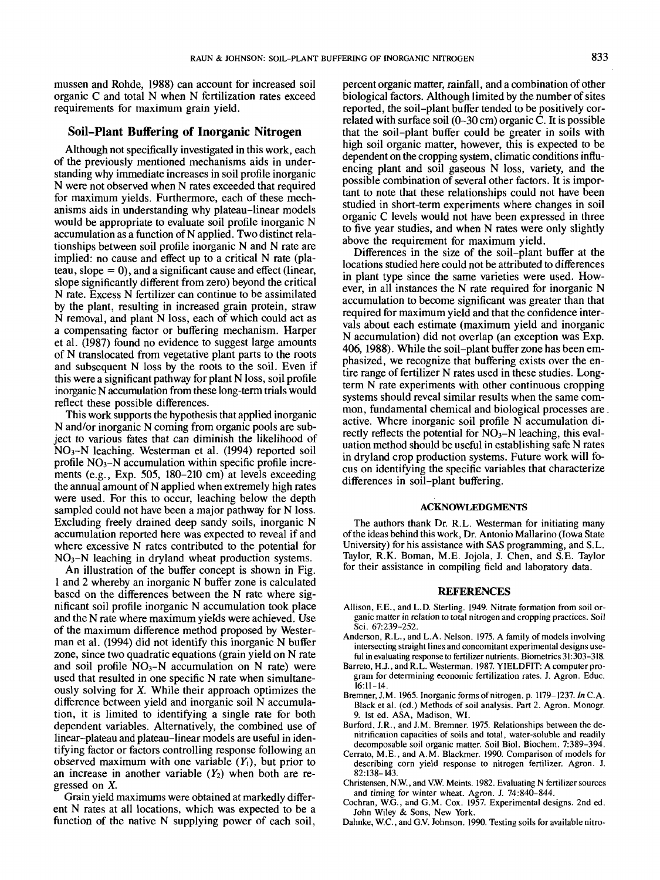mussen and Rohde, 1988) can account for increased soil organic C and total N when N fertilization rates exceed requirements for maximum grain yield.

## Soil-Plant Buffering of Inorganic Nitrogen

Although not specifically investigated in this work, each of the previously mentioned mechanisms aids in understanding why immediate increases in soil profile inorganic N were not observed when N rates exceeded that required for maximum yields. Furthermore, each of these mechanisms aids in understanding why plateau–linear models would be appropriate to evaluate soil profile inorganic N accumulation as a function of N applied. Two distinct relationships between soil profile inorganic N and N rate are implied: no cause and effect up to a critical N rate (plateau, slope = 0), and a significant cause and effect (linear, slope significantly different from zero) beyond the critical N rate. Excess N fertilizer can continue to be assimilated by the plant, resulting in increased grain protein, straw N removal, and plant N loss, each of which could act as a compensating factor or buffering mechanism. Harper et al. (1987) found no evidence to suggest large amounts of N translocated from vegetative plant parts to the roots and subsequent N loss by the roots to the soil. Even if this were a significant pathway for plant N loss, soil profile inorganic N accumulation from these long-term trials would reflect these possible differences.

This work supports the hypothesis that applied inorganic N and/or inorganic N coming from organic pools are subject to various fates that can diminish the likelihood of $NO_3$-N leaching. Westerman et al. (1994) reported soil profile $NO_3$-N accumulation within specific profile increments (e.g., Exp. 505, 180–210 cm) at levels exceeding the annual amount of N applied when extremely high rates were used. For this to occur, leaching below the depth sampled could not have been a major pathway for N loss. Excluding freely drained deep sandy soils, inorganic N accumulation reported here was expected to reveal if and where excessive N rates contributed to the potential for $NO_3$-N leaching in dryland wheat production systems.

An illustration of the buffer concept is shown in Fig. 1 and 2 whereby an inorganic N buffer zone is calculated based on the differences between the N rate where significant soil profile inorganic N accumulation took place and the N rate where maximum yields were achieved. Use of the maximum difference method proposed by Westerman et al. (1994) did not identify this inorganic N buffer zone, since two quadratic equations (grain yield on N rate and soil profile $NO_3$-N accumulation on N rate) were used that resulted in one specific N rate when simultaneously solving for $X$. While their approach optimizes the difference between yield and inorganic soil N accumulation, it is limited to identifying a single rate for both dependent variables. Alternatively, the combined use of linear–plateau and plateau–linear models are useful in identifying factor or factors controlling response following an observed maximum with one variable ($Y_1$), but prior to an increase in another variable ($Y_2$) when both are regressed on $X$.

Grain yield maximums were obtained at markedly different N rates at all locations, which was expected to be a function of the native N supplying power of each soil, percent organic matter, rainfall, and a combination of other biological factors. Although limited by the number of sites reported, the soil-plant buffer tended to be positively correlated with surface soil (0–30 cm) organic C. It is possible that the soil-plant buffer could be greater in soils with high soil organic matter, however, this is expected to be dependent on the cropping system, climatic conditions influencing plant and soil gaseous N loss, variety, and the possible combination of several other factors. It is important to note that these relationships could not have been studied in short-term experiments where changes in soil organic C levels would not have been expressed in three to five year studies, and when N rates were only slightly above the requirement for maximum yield.

Differences in the size of the soil-plant buffer at the locations studied here could not be attributed to differences in plant type since the same varieties were used. However, in all instances the N rate required for inorganic N accumulation to become significant was greater than that required for maximum yield and that the confidence intervals about each estimate (maximum yield and inorganic N accumulation) did not overlap (an exception was Exp. 406, 1988). While the soil-plant buffer zone has been emphasized, we recognize that buffering exists over the entire range of fertilizer N rates used in these studies. Long-term N rate experiments with other continuous cropping systems should reveal similar results when the same common, fundamental chemical and biological processes are active. Where inorganic soil profile N accumulation directly reflects the potential for $NO_3$-N leaching, this evaluation method should be useful in establishing safe N rates in dryland crop production systems. Future work will focus on identifying the specific variables that characterize differences in soil-plant buffering.

### ACKNOWLEDGMENTS

The authors thank Dr. R.L. Westerman for initiating many of the ideas behind this work, Dr. Antonio Mallarino (Iowa State University) for his assistance with SAS programming, and S.L. Taylor, R.K. Boman, M.E. Jojola, J. Chen, and S.E. Taylor for their assistance in compiling field and laboratory data.

### REFERENCES

Allison, F.E., and L.D. Sterling. 1949. Nitrate formation from soil organic matter in relation to total nitrogen and cropping practices. Soil Sci. 67:239–252.

Anderson, R.L., and L.A. Nelson. 1975. A family of models involving intersecting straight lines and concomitant experimental designs useful in evaluating response to fertilizer nutrients. Biometrics 31:303–318.

Barreto, H.J., and R.L. Westerman. 1987. YIELDFIT: A computer program for determining economic fertilization rates. J. Agron. Educ. 16:11–14.

Bremner, J.M. 1965. Inorganic forms of nitrogen. p. 1179–1237. *In* C.A. Black et al. (ed.) Methods of soil analysis. Part 2. Agron. Monogr. 9. 1st ed. ASA, Madison, WI.

Burford, J.R., and J.M. Bremner. 1975. Relationships between the denitrification capacities of soils and total, water-soluble and readily decomposable soil organic matter. Soil Biol. Biochem. 7:389–394.

Cerrato, M.E., and A.M. Blackmer. 1990. Comparison of models for describing corn yield response to nitrogen fertilizer. Agron. J. 82:138–143.

Christensen, N.W., and V.W. Meints. 1982. Evaluating N fertilizer sources and timing for winter wheat. Agron. J. 74:840–844.

Cochran, W.G., and G.M. Cox. 1957. Experimental designs. 2nd ed. John Wiley & Sons, New York.

Dahnke, W.C., and G.V. Johnson. 1990. Testing soils for available nitro-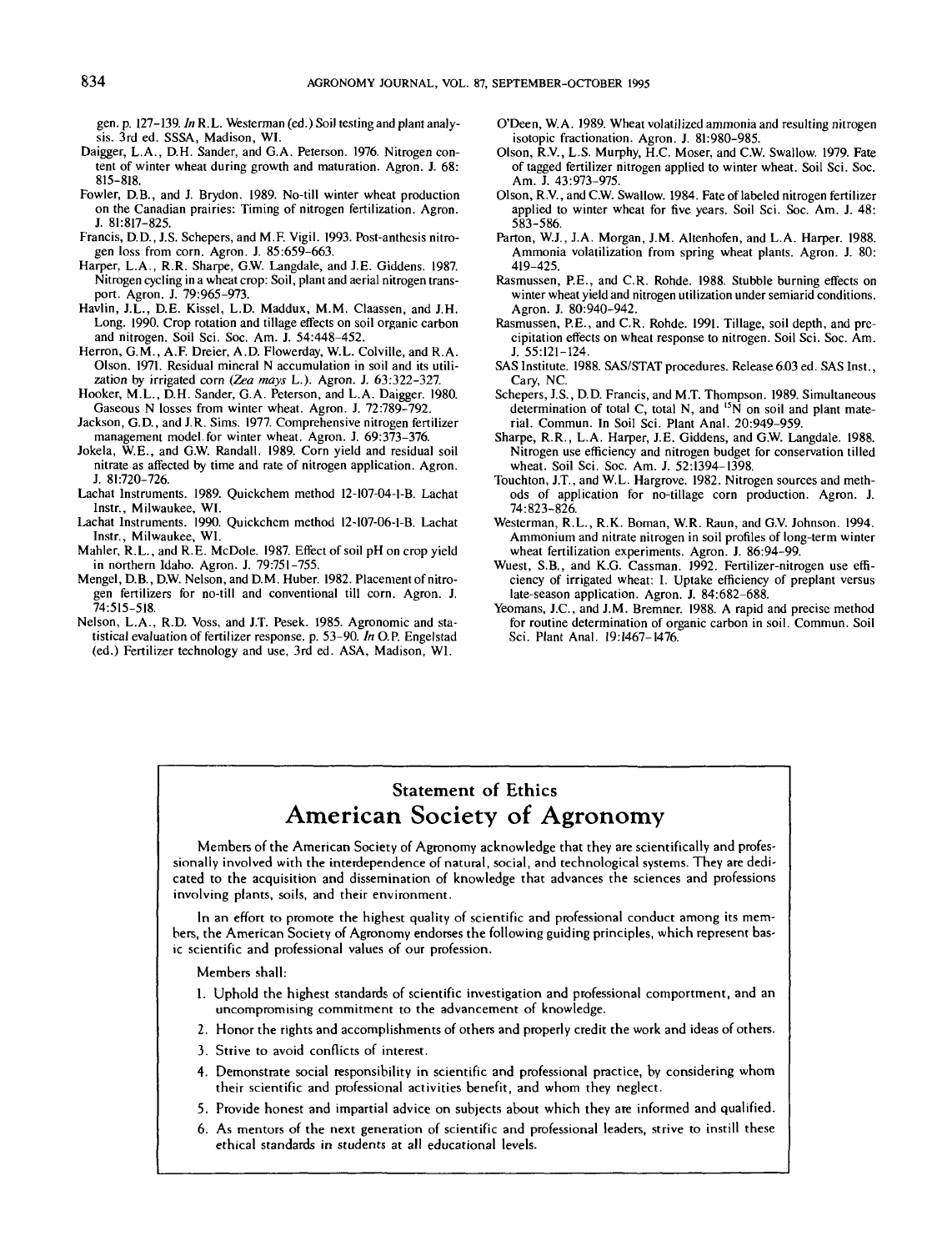gen. p. 127–139. *In* R.L. Westerman (ed.) Soil testing and plant analysis. 3rd ed. SSSA, Madison, WI.

Daigger, L.A., D.H. Sander, and G.A. Peterson. 1976. Nitrogen content of winter wheat during growth and maturation. Agron. J. 68: 815–818.

Fowler, D.B., and J. Brydon. 1989. No-till winter wheat production on the Canadian prairies: Timing of nitrogen fertilization. Agron. J. 81:817–825.

Francis, D.D., J.S. Schepers, and M.F. Vigil. 1993. Post-anthesis nitrogen loss from corn. Agron. J. 85:659–663.

Harper, L.A., R.R. Sharpe, G.W. Langdale, and J.E. Giddens. 1987. Nitrogen cycling in a wheat crop: Soil, plant and aerial nitrogen transport. Agron. J. 79:965–973.

Havlin, J.L., D.E. Kissel, L.D. Maddux, M.M. Claassen, and J.H. Long. 1990. Crop rotation and tillage effects on soil organic carbon and nitrogen. Soil Sci. Soc. Am. J. 54:448–452.

Herron, G.M., A.F. Dreier, A.D. Flowerday, W.L. Colville, and R.A. Olson. 1971. Residual mineral N accumulation in soil and its utilization by irrigated corn (*Zea mays* L.). Agron. J. 63:322–327.

Hooker, M.L., D.H. Sander, G.A. Peterson, and L.A. Daigger. 1980. Gaseous N losses from winter wheat. Agron. J. 72:789–792.

Jackson, G.D., and J.R. Sims. 1977. Comprehensive nitrogen fertilizer management model for winter wheat. Agron. J. 69:373–376.

Jokela, W.E., and G.W. Randall. 1989. Corn yield and residual soil nitrate as affected by time and rate of nitrogen application. Agron. J. 81:720–726.

Lachat Instruments. 1989. Quickchem method 12-107-04-1-B. Lachat Instr., Milwaukee, WI.

Lachat Instruments. 1990. Quickchem method 12-107-06-1-B. Lachat Instr., Milwaukee, WI.

Mahler, R.L., and R.E. McDole. 1987. Effect of soil pH on crop yield in northern Idaho. Agron. J. 79:751–755.

Mengel, D.B., D.W. Nelson, and D.M. Huber. 1982. Placement of nitrogen fertilizers for no-till and conventional till corn. Agron. J. 74:515–518.

Nelson, L.A., R.D. Voss, and J.T. Pesek. 1985. Agronomic and statistical evaluation of fertilizer response. p. 53–90. *In* O.P. Engelstad (ed.) Fertilizer technology and use, 3rd ed. ASA, Madison, WI.

O'Deen, W.A. 1989. Wheat volatilized ammonia and resulting nitrogen isotopic fractionation. Agron. J. 81:980–985.

Olson, R.V., L.S. Murphy, H.C. Moser, and C.W. Swallow. 1979. Fate of tagged fertilizer nitrogen applied to winter wheat. Soil Sci. Soc. Am. J. 43:973–975.

Olson, R.V., and C.W. Swallow. 1984. Fate of labeled nitrogen fertilizer applied to winter wheat for five years. Soil Sci. Soc. Am. J. 48: 583–586.

Parton, W.J., J.A. Morgan, J.M. Altenhofen, and L.A. Harper. 1988. Ammonia volatilization from spring wheat plants. Agron. J. 80: 419–425.

Rasmussen, P.E., and C.R. Rohde. 1988. Stubble burning effects on winter wheat yield and nitrogen utilization under semiarid conditions. Agron. J. 80:940–942.

Rasmussen, P.E., and C.R. Rohde. 1991. Tillage, soil depth, and precipitation effects on wheat response to nitrogen. Soil Sci. Soc. Am. J. 55:121–124.

SAS Institute. 1988. SAS/STAT procedures. Release 6.03 ed. SAS Inst., Cary, NC.

Schepers, J.S., D.D. Francis, and M.T. Thompson. 1989. Simultaneous determination of total C, total N, and $^{15}N$ on soil and plant material. Commun. In Soil Sci. Plant Anal. 20:949–959.

Sharpe, R.R., L.A. Harper, J.E. Giddens, and G.W. Langdale. 1988. Nitrogen use efficiency and nitrogen budget for conservation tilled wheat. Soil Sci. Soc. Am. J. 52:1394–1398.

Touchton, J.T., and W.L. Hargrove. 1982. Nitrogen sources and methods of application for no-tillage corn production. Agron. J. 74:823–826.

Westerman, R.L., R.K. Boman, W.R. Raun, and G.V. Johnson. 1994. Ammonium and nitrate nitrogen in soil profiles of long-term winter wheat fertilization experiments. Agron. J. 86:94–99.

Wuest, S.B., and K.G. Cassman. 1992. Fertilizer-nitrogen use efficiency of irrigated wheat: I. Uptake efficiency of preplant versus late-season application. Agron. J. 84:682–688.

Yeomans, J.C., and J.M. Bremner. 1988. A rapid and precise method for routine determination of organic carbon in soil. Commun. Soil Sci. Plant Anal. 19:1467–1476.

---

### Statement of Ethics

## American Society of Agronomy

Members of the American Society of Agronomy acknowledge that they are scientifically and professionally involved with the interdependence of natural, social, and technological systems. They are dedicated to the acquisition and dissemination of knowledge that advances the sciences and professions involving plants, soils, and their environment.

In an effort to promote the highest quality of scientific and professional conduct among its members, the American Society of Agronomy endorses the following guiding principles, which represent basic scientific and professional values of our profession.

Members shall:

1. Uphold the highest standards of scientific investigation and professional comportment, and an uncompromising commitment to the advancement of knowledge.
2. Honor the rights and accomplishments of others and properly credit the work and ideas of others.
3. Strive to avoid conflicts of interest.
4. Demonstrate social responsibility in scientific and professional practice, by considering whom their scientific and professional activities benefit, and whom they neglect.
5. Provide honest and impartial advice on subjects about which they are informed and qualified.
6. As mentors of the next generation of scientific and professional leaders, strive to instill these ethical standards in students at all educational levels.